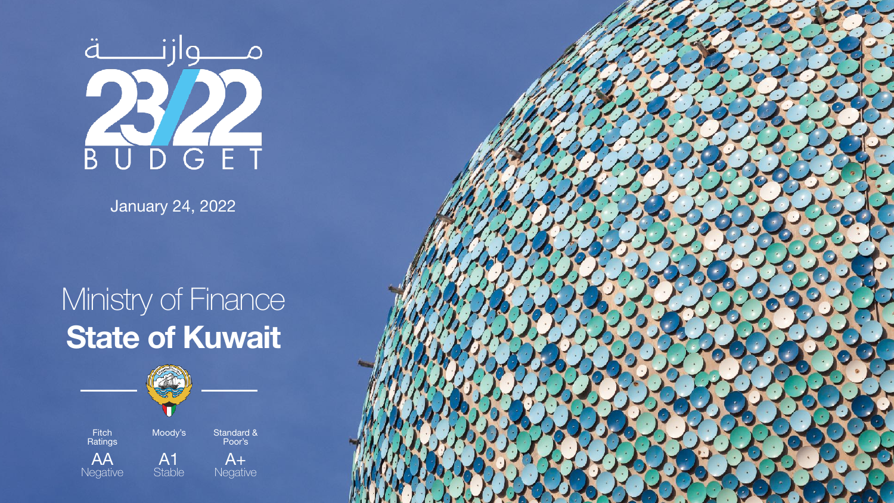مـــوازنـــة

# 23/22 BUDGET

January 24, 2022

# Ministry of Finance
## **State of Kuwait**

| Fitch Ratings | Moody's | Standard & Poor's |
| --- | --- | --- |
| AA | A1 | A+ |
| Negative | Stable | Negative |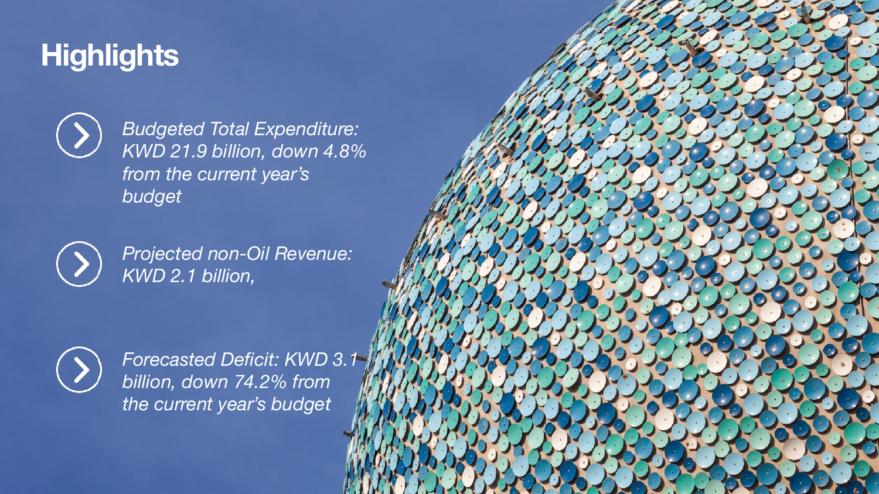# Highlights

- *Budgeted Total Expenditure: KWD 21.9 billion, down 4.8% from the current year's budget*
- *Projected non-Oil Revenue: KWD 2.1 billion,*
- *Forecasted Deficit: KWD 3.1 billion, down 74.2% from the current year's budget*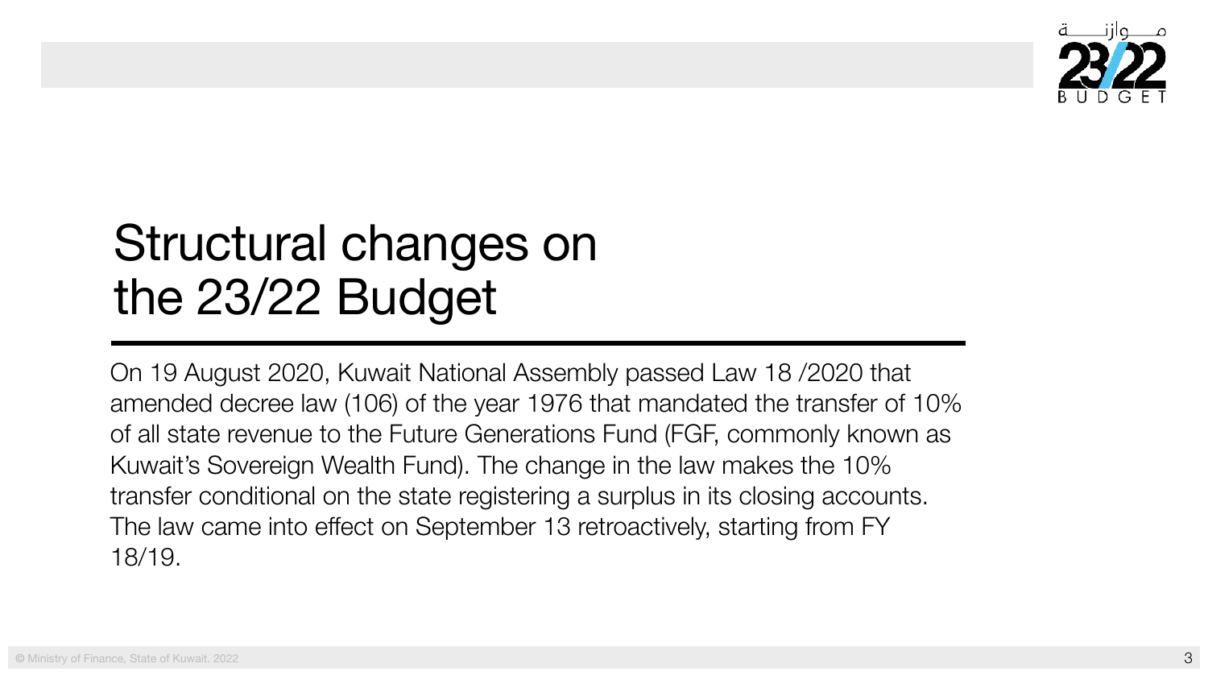# Structural changes on the 23/22 Budget

On 19 August 2020, Kuwait National Assembly passed Law 18 /2020 that amended decree law (106) of the year 1976 that mandated the transfer of 10% of all state revenue to the Future Generations Fund (FGF, commonly known as Kuwait's Sovereign Wealth Fund). The change in the law makes the 10% transfer conditional on the state registering a surplus in its closing accounts. The law came into effect on September 13 retroactively, starting from FY 18/19.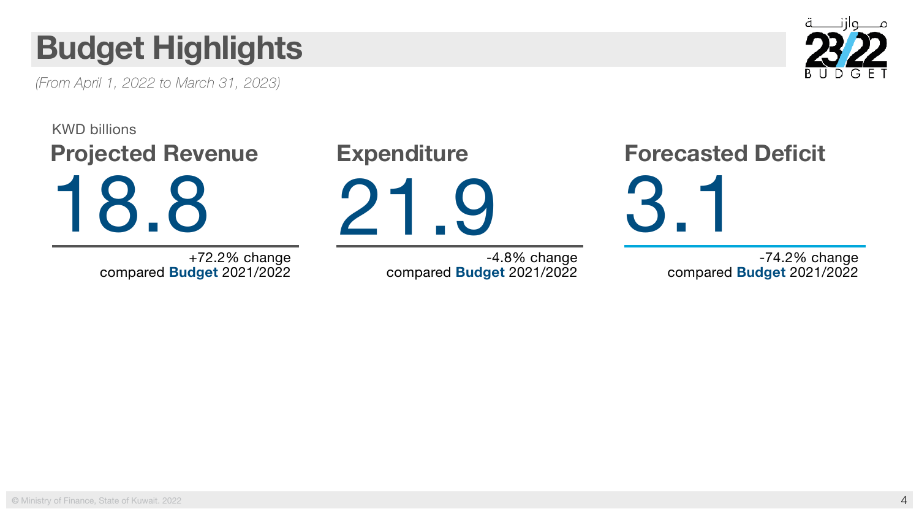# Budget Highlights

*(From April 1, 2022 to March 31, 2023)*

KWD billions

## Projected Revenue

18.8

+72.2% change
compared **Budget** 2021/2022

## Expenditure

21.9

-4.8% change
compared **Budget** 2021/2022

## Forecasted Deficit

3.1

-74.2% change
compared **Budget** 2021/2022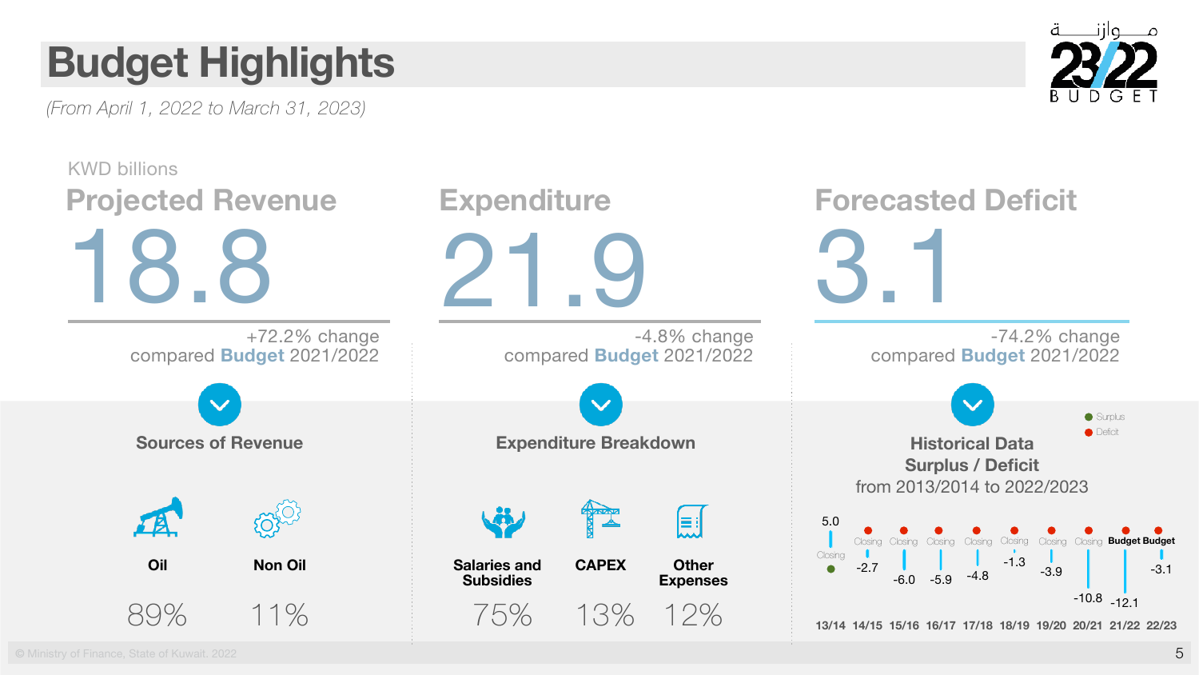# Budget Highlights

*(From April 1, 2022 to March 31, 2023)*

KWD billions

## Projected Revenue

18.8

+72.2% change compared **Budget** 2021/2022

## Expenditure

21.9

-4.8% change compared **Budget** 2021/2022

## Forecasted Deficit

3.1

-74.2% change compared **Budget** 2021/2022

### Sources of Revenue

| Oil | Non Oil |
|---|---|
| 89% | 11% |

### Expenditure Breakdown

| Salaries and Subsidies | CAPEX | Other Expenses |
|---|---|---|
| 75% | 13% | 12% |

### Historical Data Surplus / Deficit from 2013/2014 to 2022/2023

| Year | 13/14 | 14/15 | 15/16 | 16/17 | 17/18 | 18/19 | 19/20 | 20/21 | 21/22 | 22/23 |
|---|---|---|---|---|---|---|---|---|---|---|
| Type | Closing | Closing | Closing | Closing | Closing | Closing | Closing | Closing | Budget | Budget |
| Surplus / Deficit | 5.0 | -2.7 | -6.0 | -5.9 | -4.8 | -1.3 | -3.9 | -10.8 | -12.1 | -3.1 |

Surplus / Deficit

© Ministry of Finance, State of Kuwait. 2022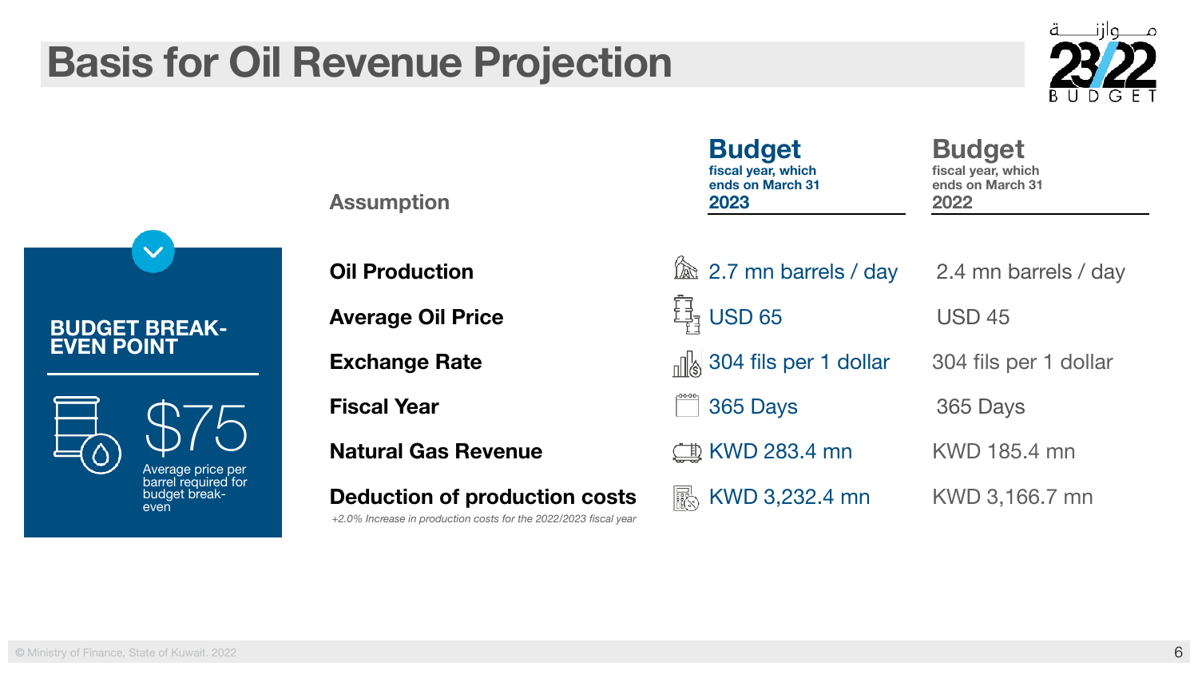# Basis for Oil Revenue Projection

## BUDGET BREAK-EVEN POINT

**$75**

Average price per barrel required for budget break-even

| Assumption | Budget fiscal year, which ends on March 31 2023 | Budget fiscal year, which ends on March 31 2022 |
|---|---|---|
| **Oil Production** | 2.7 mn barrels / day | 2.4 mn barrels / day |
| **Average Oil Price** | USD 65 | USD 45 |
| **Exchange Rate** | 304 fils per 1 dollar | 304 fils per 1 dollar |
| **Fiscal Year** | 365 Days | 365 Days |
| **Natural Gas Revenue** | KWD 283.4 mn | KWD 185.4 mn |
| **Deduction of production costs** *+2.0% Increase in production costs for the 2022/2023 fiscal year* | KWD 3,232.4 mn | KWD 3,166.7 mn |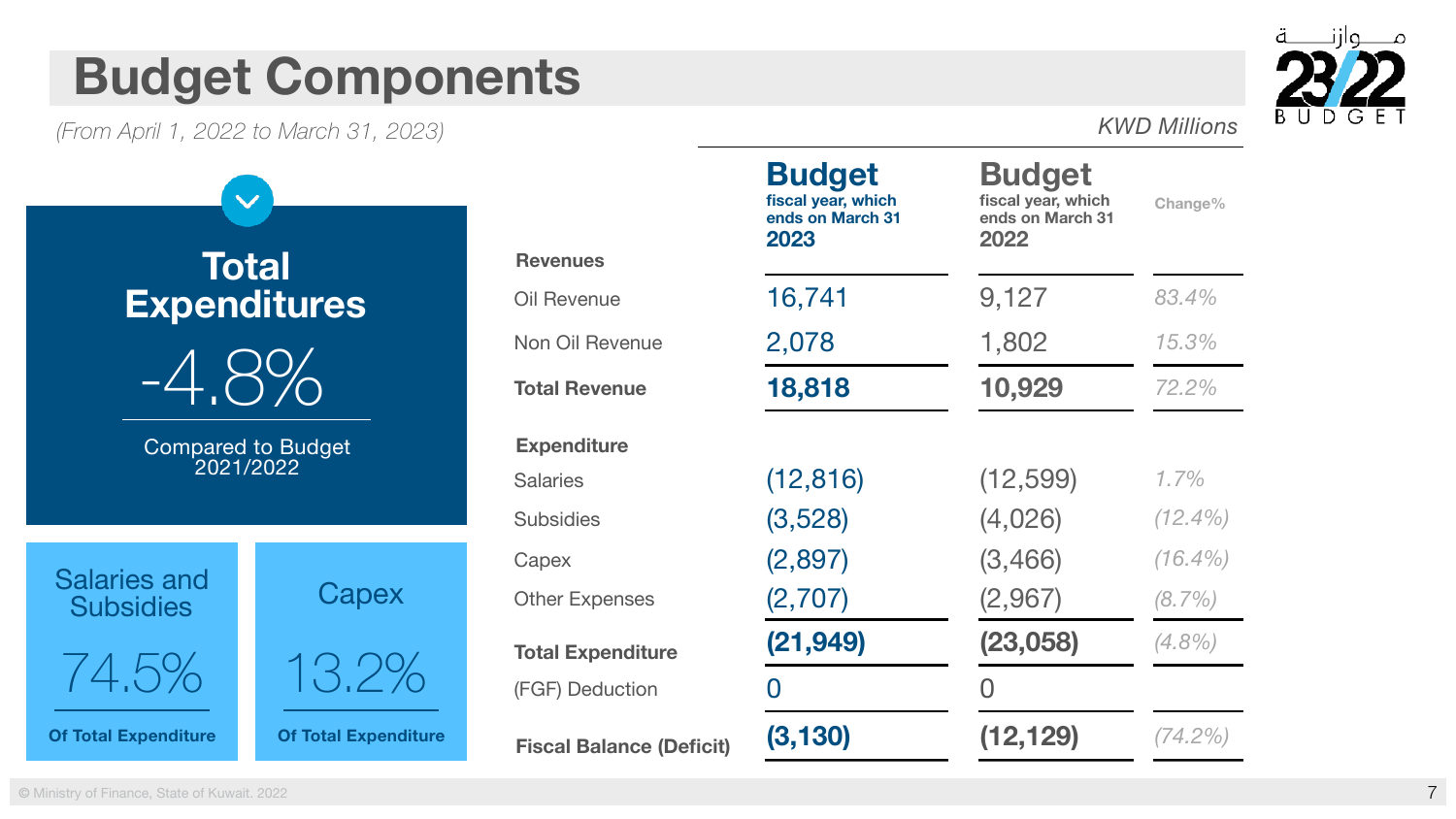# Budget Components

*(From April 1, 2022 to March 31, 2023)*

**Total Expenditures**

-4.8%

Compared to Budget 2021/2022

**Salaries and Subsidies**

74.5%

**Of Total Expenditure**

**Capex**

13.2%

**Of Total Expenditure**

*KWD Millions*

| | **Budget** fiscal year, which ends on March 31 **2023** | **Budget** fiscal year, which ends on March 31 **2022** | Change% |
|---|---|---|---|
| **Revenues** | | | |
| Oil Revenue | 16,741 | 9,127 | *83.4%* |
| Non Oil Revenue | 2,078 | 1,802 | *15.3%* |
| **Total Revenue** | **18,818** | **10,929** | *72.2%* |
| **Expenditure** | | | |
| Salaries | (12,816) | (12,599) | *1.7%* |
| Subsidies | (3,528) | (4,026) | *(12.4%)* |
| Capex | (2,897) | (3,466) | *(16.4%)* |
| Other Expenses | (2,707) | (2,967) | *(8.7%)* |
| **Total Expenditure** | **(21,949)** | **(23,058)** | *(4.8%)* |
| (FGF) Deduction | 0 | 0 | |
| **Fiscal Balance (Deficit)** | **(3,130)** | **(12,129)** | *(74.2%)* |

© Ministry of Finance, State of Kuwait. 2022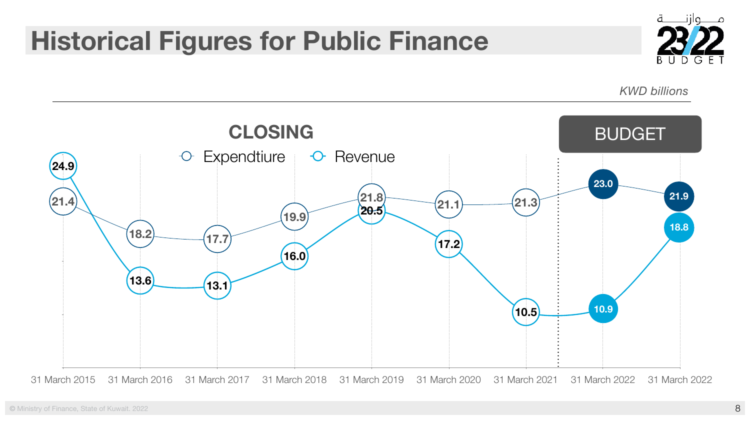# Historical Figures for Public Finance

*KWD billions*

**CLOSING** | **BUDGET**

| | 31 March 2015 | 31 March 2016 | 31 March 2017 | 31 March 2018 | 31 March 2019 | 31 March 2020 | 31 March 2021 | 31 March 2022 | 31 March 2022 |
|---|---|---|---|---|---|---|---|---|---|
| Expendtiure | 21.4 | 18.2 | 17.7 | 19.9 | 21.8 | 21.1 | 21.3 | 23.0 | 21.9 |
| Revenue | 24.9 | 13.6 | 13.1 | 16.0 | 20.5 | 17.2 | 10.5 | 10.9 | 18.8 |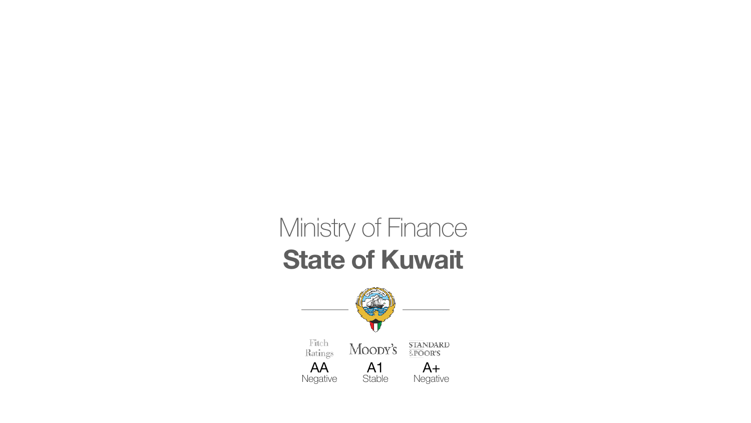Ministry of Finance

# State of Kuwait

| Fitch Ratings | Moody's | Standard & Poor's |
| --- | --- | --- |
| AA | A1 | A+ |
| Negative | Stable | Negative |